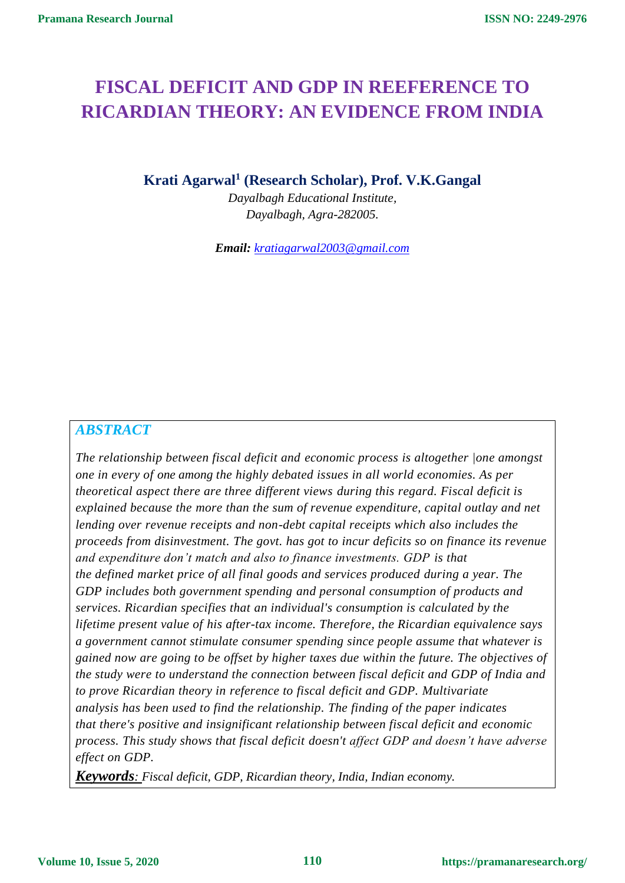# FISCAL DEFICIT AND GDP IN REEFERENCE TO RICARDIAN THEORY: AN EVIDENCE FROM INDIA

**Krati Agarwal[1] (Research Scholar), Prof. V.K.Gangal**

*Dayalbagh Educational Institute,*
*Dayalbagh, Agra-282005.*

***Email:*** *kratiagarwal2003@gmail.com*

## ABSTRACT

*The relationship between fiscal deficit and economic process is altogether |one amongst one in every of one among the highly debated issues in all world economies. As per theoretical aspect there are three different views during this regard. Fiscal deficit is explained because the more than the sum of revenue expenditure, capital outlay and net lending over revenue receipts and non-debt capital receipts which also includes the proceeds from disinvestment. The govt. has got to incur deficits so on finance its revenue and expenditure don't match and also to finance investments. GDP is that the defined market price of all final goods and services produced during a year. The GDP includes both government spending and personal consumption of products and services. Ricardian specifies that an individual's consumption is calculated by the lifetime present value of his after-tax income. Therefore, the Ricardian equivalence says a government cannot stimulate consumer spending since people assume that whatever is gained now are going to be offset by higher taxes due within the future. The objectives of the study were to understand the connection between fiscal deficit and GDP of India and to prove Ricardian theory in reference to fiscal deficit and GDP. Multivariate analysis has been used to find the relationship. The finding of the paper indicates that there's positive and insignificant relationship between fiscal deficit and economic process. This study shows that fiscal deficit doesn't affect GDP and doesn't have adverse effect on GDP.*

***Keywords***: *Fiscal deficit, GDP, Ricardian theory, India, Indian economy.*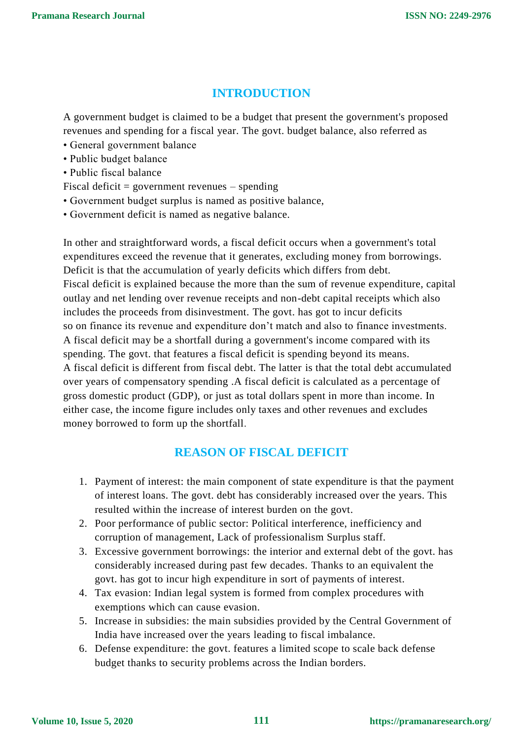## INTRODUCTION

A government budget is claimed to be a budget that present the government's proposed revenues and spending for a fiscal year. The govt. budget balance, also referred as

- General government balance
- Public budget balance
- Public fiscal balance

Fiscal deficit = government revenues – spending

- Government budget surplus is named as positive balance,
- Government deficit is named as negative balance.

In other and straightforward words, a fiscal deficit occurs when a government's total expenditures exceed the revenue that it generates, excluding money from borrowings. Deficit is that the accumulation of yearly deficits which differs from debt.
Fiscal deficit is explained because the more than the sum of revenue expenditure, capital outlay and net lending over revenue receipts and non-debt capital receipts which also includes the proceeds from disinvestment. The govt. has got to incur deficits so on finance its revenue and expenditure don't match and also to finance investments. A fiscal deficit may be a shortfall during a government's income compared with its spending. The govt. that features a fiscal deficit is spending beyond its means.
A fiscal deficit is different from fiscal debt. The latter is that the total debt accumulated over years of compensatory spending .A fiscal deficit is calculated as a percentage of gross domestic product (GDP), or just as total dollars spent in more than income. In either case, the income figure includes only taxes and other revenues and excludes money borrowed to form up the shortfall.

## REASON OF FISCAL DEFICIT

1. Payment of interest: the main component of state expenditure is that the payment of interest loans. The govt. debt has considerably increased over the years. This resulted within the increase of interest burden on the govt.
2. Poor performance of public sector: Political interference, inefficiency and corruption of management, Lack of professionalism Surplus staff.
3. Excessive government borrowings: the interior and external debt of the govt. has considerably increased during past few decades. Thanks to an equivalent the govt. has got to incur high expenditure in sort of payments of interest.
4. Tax evasion: Indian legal system is formed from complex procedures with exemptions which can cause evasion.
5. Increase in subsidies: the main subsidies provided by the Central Government of India have increased over the years leading to fiscal imbalance.
6. Defense expenditure: the govt. features a limited scope to scale back defense budget thanks to security problems across the Indian borders.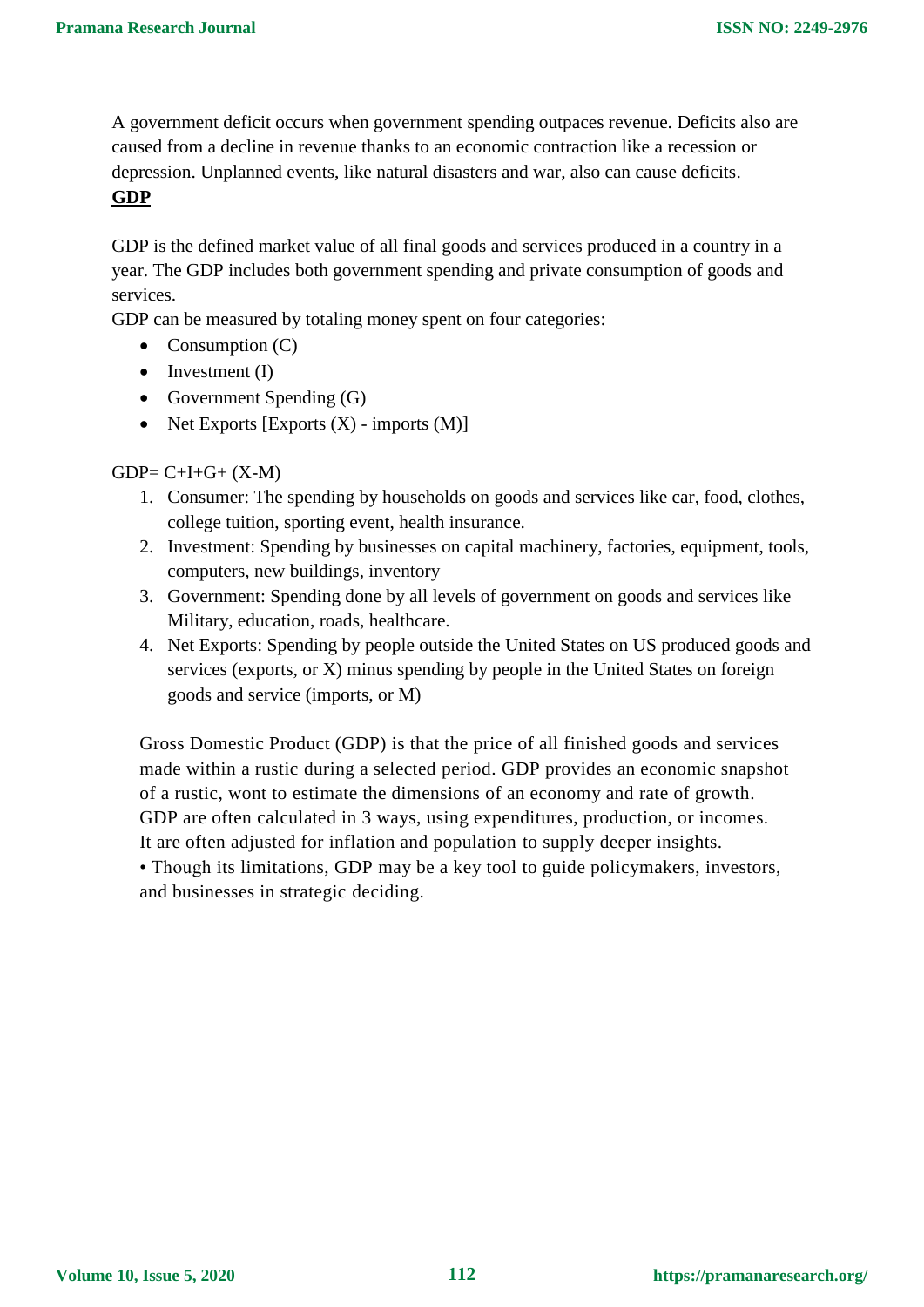A government deficit occurs when government spending outpaces revenue. Deficits also are caused from a decline in revenue thanks to an economic contraction like a recession or depression. Unplanned events, like natural disasters and war, also can cause deficits.

**GDP**

GDP is the defined market value of all final goods and services produced in a country in a year. The GDP includes both government spending and private consumption of goods and services.

GDP can be measured by totaling money spent on four categories:

- Consumption (C)
- Investment (I)
- Government Spending (G)
- Net Exports [Exports (X) - imports (M)]

GDP= C+I+G+ (X-M)

1. Consumer: The spending by households on goods and services like car, food, clothes, college tuition, sporting event, health insurance.
2. Investment: Spending by businesses on capital machinery, factories, equipment, tools, computers, new buildings, inventory
3. Government: Spending done by all levels of government on goods and services like Military, education, roads, healthcare.
4. Net Exports: Spending by people outside the United States on US produced goods and services (exports, or X) minus spending by people in the United States on foreign goods and service (imports, or M)

Gross Domestic Product (GDP) is that the price of all finished goods and services made within a rustic during a selected period. GDP provides an economic snapshot of a rustic, wont to estimate the dimensions of an economy and rate of growth. GDP are often calculated in 3 ways, using expenditures, production, or incomes. It are often adjusted for inflation and population to supply deeper insights.

• Though its limitations, GDP may be a key tool to guide policymakers, investors, and businesses in strategic deciding.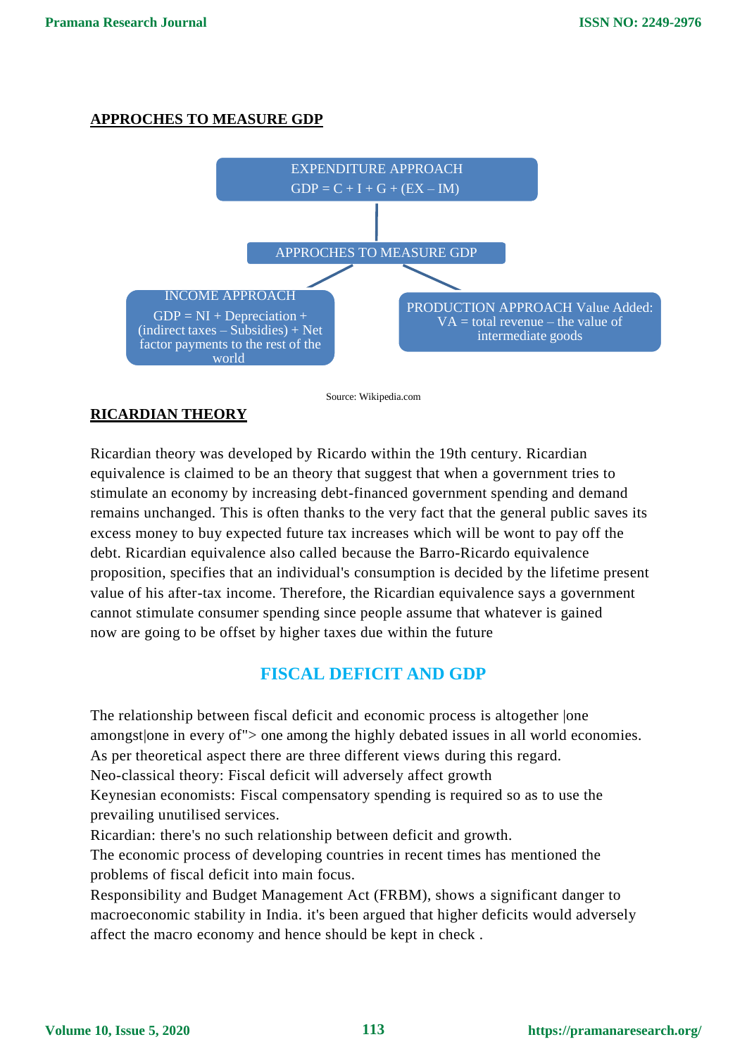## APPROCHES TO MEASURE GDP

EXPENDITURE APPROACH
GDP = C + I + G + (EX – IM)

APPROCHES TO MEASURE GDP

INCOME APPROACH
GDP = NI + Depreciation + (indirect taxes – Subsidies) + Net factor payments to the rest of the world

PRODUCTION APPROACH Value Added: VA = total revenue – the value of intermediate goods

Source: Wikipedia.com

## RICARDIAN THEORY

Ricardian theory was developed by Ricardo within the 19th century. Ricardian equivalence is claimed to be an theory that suggest that when a government tries to stimulate an economy by increasing debt-financed government spending and demand remains unchanged. This is often thanks to the very fact that the general public saves its excess money to buy expected future tax increases which will be wont to pay off the debt. Ricardian equivalence also called because the Barro-Ricardo equivalence proposition, specifies that an individual's consumption is decided by the lifetime present value of his after-tax income. Therefore, the Ricardian equivalence says a government cannot stimulate consumer spending since people assume that whatever is gained now are going to be offset by higher taxes due within the future

## FISCAL DEFICIT AND GDP

The relationship between fiscal deficit and economic process is altogether |one amongst|one in every of"> one among the highly debated issues in all world economies. As per theoretical aspect there are three different views during this regard.
Neo-classical theory: Fiscal deficit will adversely affect growth
Keynesian economists: Fiscal compensatory spending is required so as to use the prevailing unutilised services.
Ricardian: there's no such relationship between deficit and growth.
The economic process of developing countries in recent times has mentioned the problems of fiscal deficit into main focus.
Responsibility and Budget Management Act (FRBM), shows a significant danger to macroeconomic stability in India. it's been argued that higher deficits would adversely affect the macro economy and hence should be kept in check .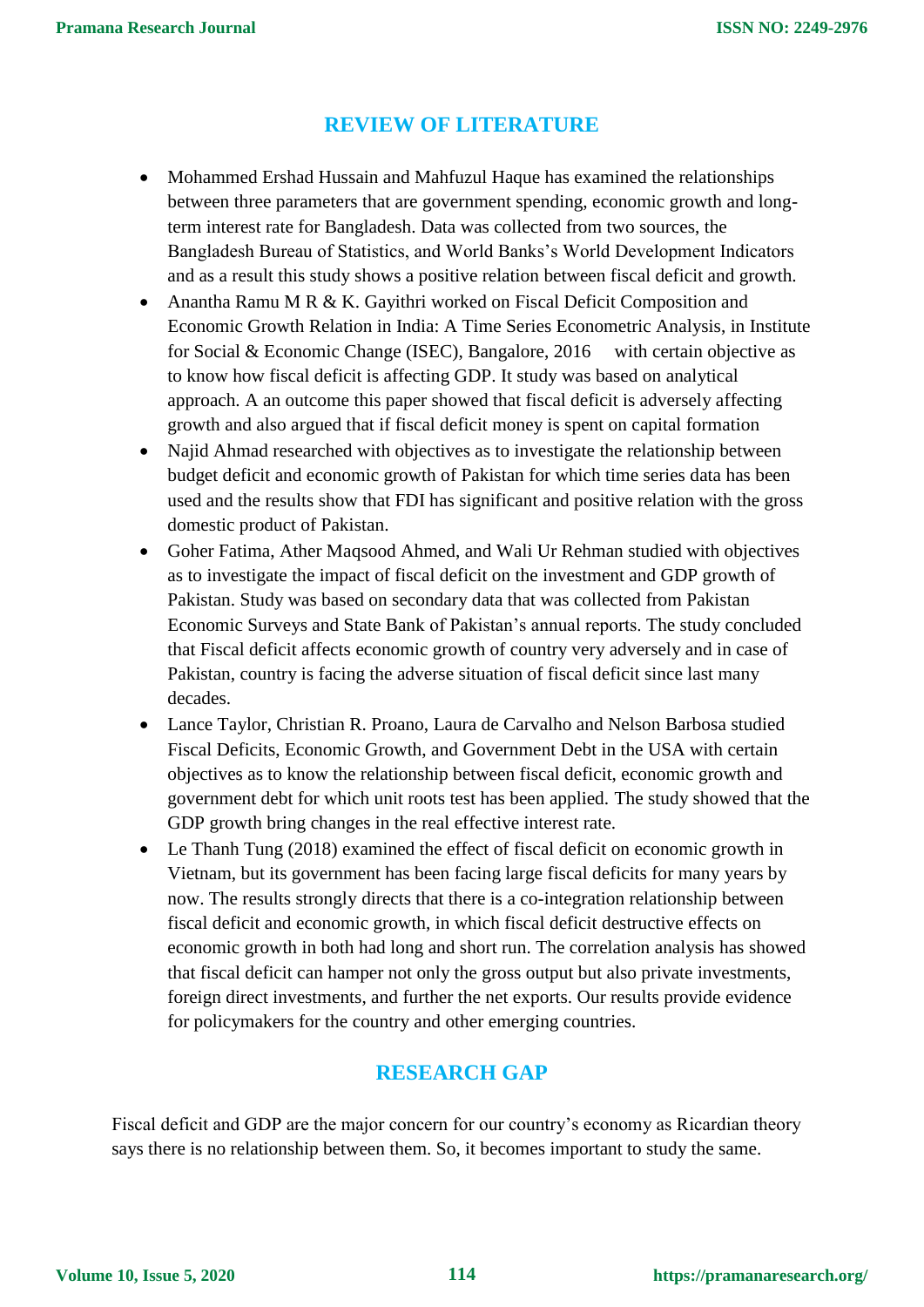## REVIEW OF LITERATURE

- Mohammed Ershad Hussain and Mahfuzul Haque has examined the relationships between three parameters that are government spending, economic growth and long-term interest rate for Bangladesh. Data was collected from two sources, the Bangladesh Bureau of Statistics, and World Banks's World Development Indicators and as a result this study shows a positive relation between fiscal deficit and growth.
- Anantha Ramu M R & K. Gayithri worked on Fiscal Deficit Composition and Economic Growth Relation in India: A Time Series Econometric Analysis, in Institute for Social & Economic Change (ISEC), Bangalore, 2016 with certain objective as to know how fiscal deficit is affecting GDP. It study was based on analytical approach. A an outcome this paper showed that fiscal deficit is adversely affecting growth and also argued that if fiscal deficit money is spent on capital formation
- Najid Ahmad researched with objectives as to investigate the relationship between budget deficit and economic growth of Pakistan for which time series data has been used and the results show that FDI has significant and positive relation with the gross domestic product of Pakistan.
- Goher Fatima, Ather Maqsood Ahmed, and Wali Ur Rehman studied with objectives as to investigate the impact of fiscal deficit on the investment and GDP growth of Pakistan. Study was based on secondary data that was collected from Pakistan Economic Surveys and State Bank of Pakistan's annual reports. The study concluded that Fiscal deficit affects economic growth of country very adversely and in case of Pakistan, country is facing the adverse situation of fiscal deficit since last many decades.
- Lance Taylor, Christian R. Proano, Laura de Carvalho and Nelson Barbosa studied Fiscal Deficits, Economic Growth, and Government Debt in the USA with certain objectives as to know the relationship between fiscal deficit, economic growth and government debt for which unit roots test has been applied. The study showed that the GDP growth bring changes in the real effective interest rate.
- Le Thanh Tung (2018) examined the effect of fiscal deficit on economic growth in Vietnam, but its government has been facing large fiscal deficits for many years by now. The results strongly directs that there is a co-integration relationship between fiscal deficit and economic growth, in which fiscal deficit destructive effects on economic growth in both had long and short run. The correlation analysis has showed that fiscal deficit can hamper not only the gross output but also private investments, foreign direct investments, and further the net exports. Our results provide evidence for policymakers for the country and other emerging countries.

## RESEARCH GAP

Fiscal deficit and GDP are the major concern for our country's economy as Ricardian theory says there is no relationship between them. So, it becomes important to study the same.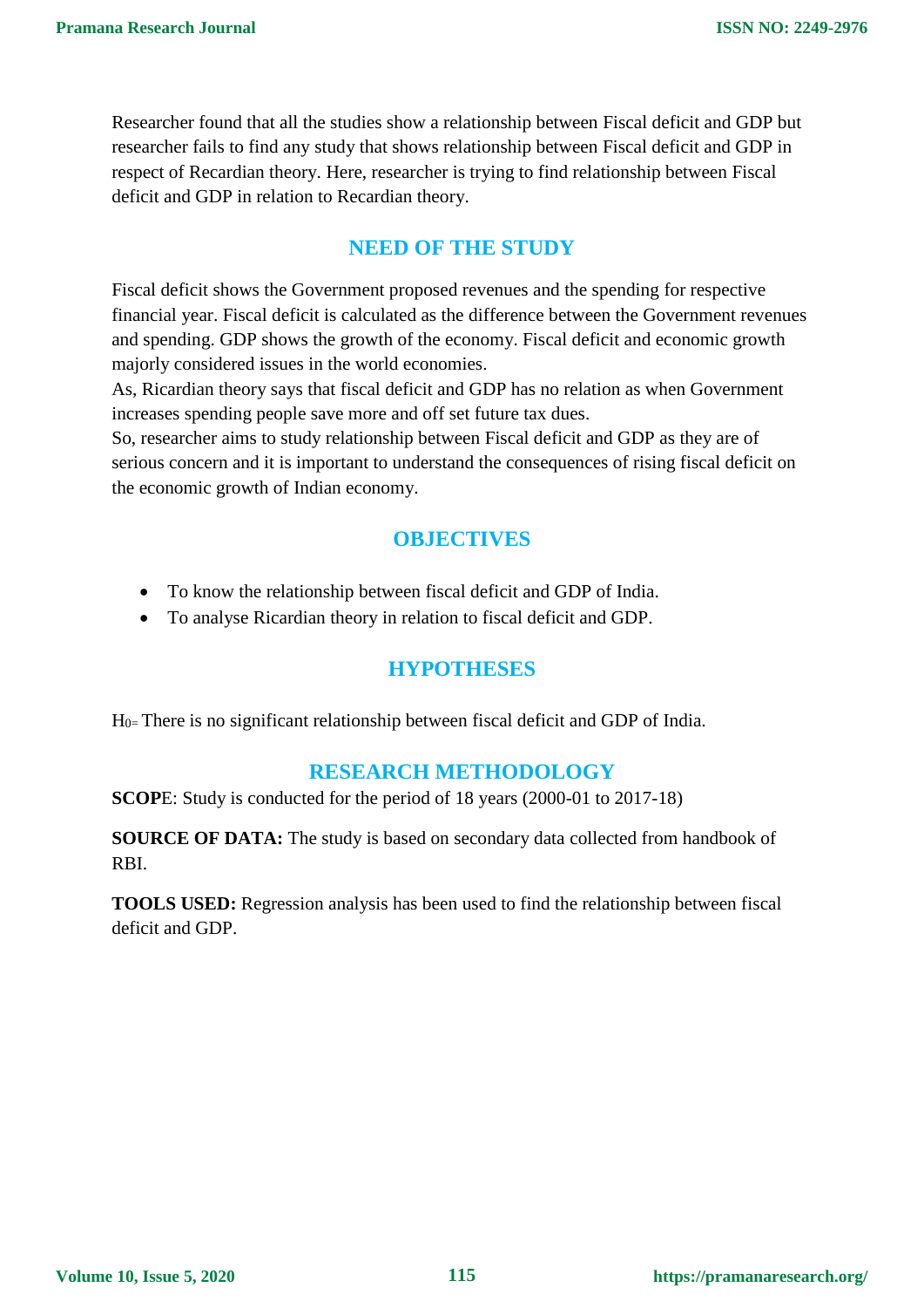Researcher found that all the studies show a relationship between Fiscal deficit and GDP but researcher fails to find any study that shows relationship between Fiscal deficit and GDP in respect of Recardian theory. Here, researcher is trying to find relationship between Fiscal deficit and GDP in relation to Recardian theory.

## NEED OF THE STUDY

Fiscal deficit shows the Government proposed revenues and the spending for respective financial year. Fiscal deficit is calculated as the difference between the Government revenues and spending. GDP shows the growth of the economy. Fiscal deficit and economic growth majorly considered issues in the world economies.

As, Ricardian theory says that fiscal deficit and GDP has no relation as when Government increases spending people save more and off set future tax dues.

So, researcher aims to study relationship between Fiscal deficit and GDP as they are of serious concern and it is important to understand the consequences of rising fiscal deficit on the economic growth of Indian economy.

## OBJECTIVES

- To know the relationship between fiscal deficit and GDP of India.
- To analyse Ricardian theory in relation to fiscal deficit and GDP.

## HYPOTHESES

$H_{0=}$ There is no significant relationship between fiscal deficit and GDP of India.

## RESEARCH METHODOLOGY

**SCOPE**: Study is conducted for the period of 18 years (2000-01 to 2017-18)

**SOURCE OF DATA:** The study is based on secondary data collected from handbook of RBI.

**TOOLS USED:** Regression analysis has been used to find the relationship between fiscal deficit and GDP.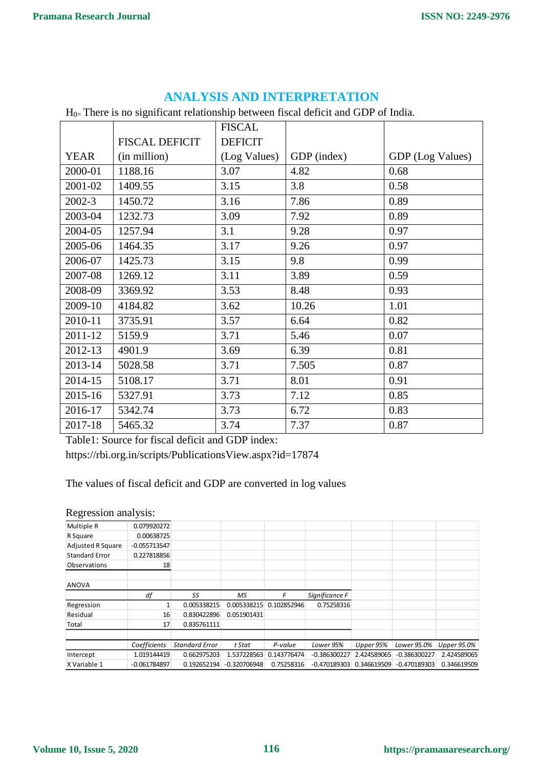## ANALYSIS AND INTERPRETATION

$H_0$= There is no significant relationship between fiscal deficit and GDP of India.

| YEAR | FISCAL DEFICIT (in million) | FISCAL DEFICIT (Log Values) | GDP (index) | GDP (Log Values) |
|---|---|---|---|---|
| 2000-01 | 1188.16 | 3.07 | 4.82 | 0.68 |
| 2001-02 | 1409.55 | 3.15 | 3.8 | 0.58 |
| 2002-3 | 1450.72 | 3.16 | 7.86 | 0.89 |
| 2003-04 | 1232.73 | 3.09 | 7.92 | 0.89 |
| 2004-05 | 1257.94 | 3.1 | 9.28 | 0.97 |
| 2005-06 | 1464.35 | 3.17 | 9.26 | 0.97 |
| 2006-07 | 1425.73 | 3.15 | 9.8 | 0.99 |
| 2007-08 | 1269.12 | 3.11 | 3.89 | 0.59 |
| 2008-09 | 3369.92 | 3.53 | 8.48 | 0.93 |
| 2009-10 | 4184.82 | 3.62 | 10.26 | 1.01 |
| 2010-11 | 3735.91 | 3.57 | 6.64 | 0.82 |
| 2011-12 | 5159.9 | 3.71 | 5.46 | 0.07 |
| 2012-13 | 4901.9 | 3.69 | 6.39 | 0.81 |
| 2013-14 | 5028.58 | 3.71 | 7.505 | 0.87 |
| 2014-15 | 5108.17 | 3.71 | 8.01 | 0.91 |
| 2015-16 | 5327.91 | 3.73 | 7.12 | 0.85 |
| 2016-17 | 5342.74 | 3.73 | 6.72 | 0.83 |
| 2017-18 | 5465.32 | 3.74 | 7.37 | 0.87 |

Table1: Source for fiscal deficit and GDP index:
https://rbi.org.in/scripts/PublicationsView.aspx?id=17874

The values of fiscal deficit and GDP are converted in log values

Regression analysis:

| | |
|---|---|
| Multiple R | 0.079920272 |
| R Square | 0.00638725 |
| Adjusted R Square | -0.055713547 |
| Standard Error | 0.227818856 |
| Observations | 18 |

ANOVA

| | df | SS | MS | F | Significance F |
|---|---|---|---|---|---|
| Regression | 1 | 0.005338215 | 0.005338215 | 0.102852946 | 0.75258316 |
| Residual | 16 | 0.830422896 | 0.051901431 | | |
| Total | 17 | 0.835761111 | | | |

| | Coefficients | Standard Error | t Stat | P-value | Lower 95% | Upper 95% | Lower 95.0% | Upper 95.0% |
|---|---|---|---|---|---|---|---|---|
| Intercept | 1.019144419 | 0.662975203 | 1.537228563 | 0.143776474 | -0.386300227 | 2.424589065 | -0.386300227 | 2.424589065 |
| X Variable 1 | -0.061784897 | 0.192652194 | -0.320706948 | 0.75258316 | -0.470189303 | 0.346619509 | -0.470189303 | 0.346619509 |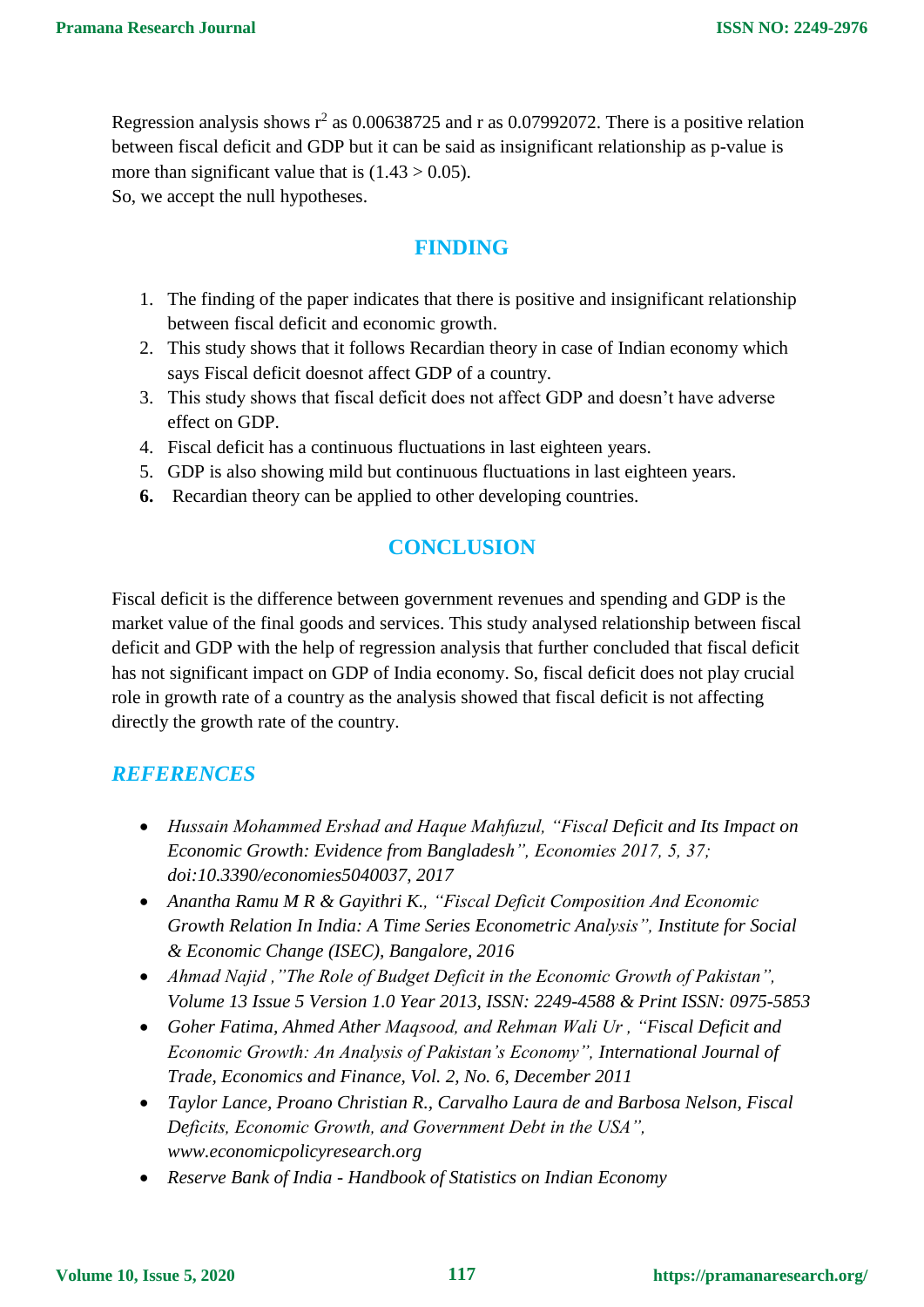Regression analysis shows $r^2$ as 0.00638725 and r as 0.07992072. There is a positive relation between fiscal deficit and GDP but it can be said as insignificant relationship as p-value is more than significant value that is (1.43 > 0.05).
So, we accept the null hypotheses.

## FINDING

1. The finding of the paper indicates that there is positive and insignificant relationship between fiscal deficit and economic growth.
2. This study shows that it follows Recardian theory in case of Indian economy which says Fiscal deficit doesnot affect GDP of a country.
3. This study shows that fiscal deficit does not affect GDP and doesn't have adverse effect on GDP.
4. Fiscal deficit has a continuous fluctuations in last eighteen years.
5. GDP is also showing mild but continuous fluctuations in last eighteen years.
6. Recardian theory can be applied to other developing countries.

## CONCLUSION

Fiscal deficit is the difference between government revenues and spending and GDP is the market value of the final goods and services. This study analysed relationship between fiscal deficit and GDP with the help of regression analysis that further concluded that fiscal deficit has not significant impact on GDP of India economy. So, fiscal deficit does not play crucial role in growth rate of a country as the analysis showed that fiscal deficit is not affecting directly the growth rate of the country.

## *REFERENCES*

- *Hussain Mohammed Ershad and Haque Mahfuzul, "Fiscal Deficit and Its Impact on Economic Growth: Evidence from Bangladesh", Economies 2017, 5, 37; doi:10.3390/economies5040037, 2017*
- *Anantha Ramu M R & Gayithri K., "Fiscal Deficit Composition And Economic Growth Relation In India: A Time Series Econometric Analysis", Institute for Social & Economic Change (ISEC), Bangalore, 2016*
- *Ahmad Najid ,"The Role of Budget Deficit in the Economic Growth of Pakistan", Volume 13 Issue 5 Version 1.0 Year 2013, ISSN: 2249-4588 & Print ISSN: 0975-5853*
- *Goher Fatima, Ahmed Ather Maqsood, and Rehman Wali Ur , "Fiscal Deficit and Economic Growth: An Analysis of Pakistan's Economy", International Journal of Trade, Economics and Finance, Vol. 2, No. 6, December 2011*
- *Taylor Lance, Proano Christian R., Carvalho Laura de and Barbosa Nelson, Fiscal Deficits, Economic Growth, and Government Debt in the USA", www.economicpolicyresearch.org*
- *Reserve Bank of India - Handbook of Statistics on Indian Economy*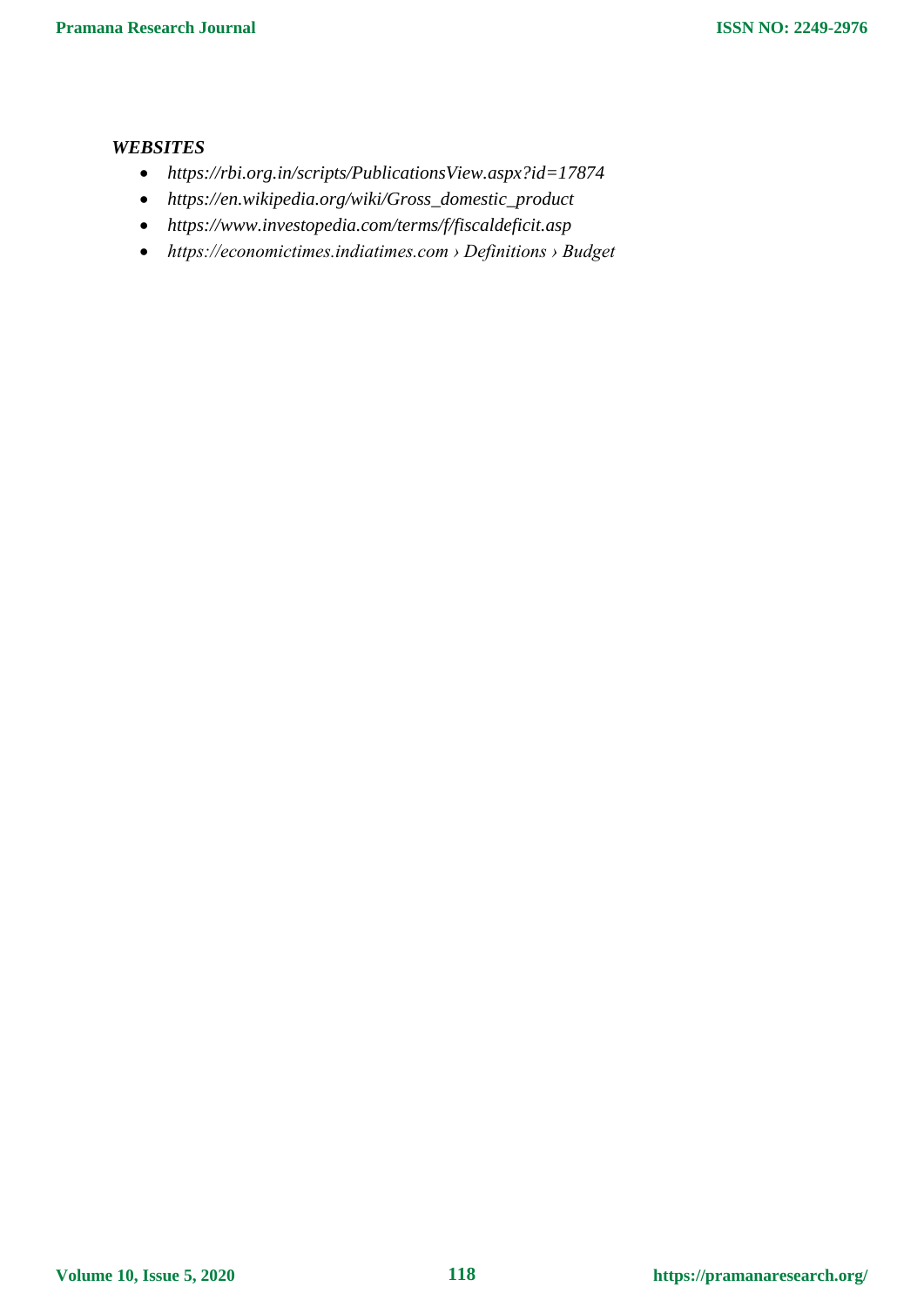### *WEBSITES*

- *https://rbi.org.in/scripts/PublicationsView.aspx?id=17874*
- *https://en.wikipedia.org/wiki/Gross_domestic_product*
- *https://www.investopedia.com/terms/f/fiscaldeficit.asp*
- *https://economictimes.indiatimes.com › Definitions › Budget*